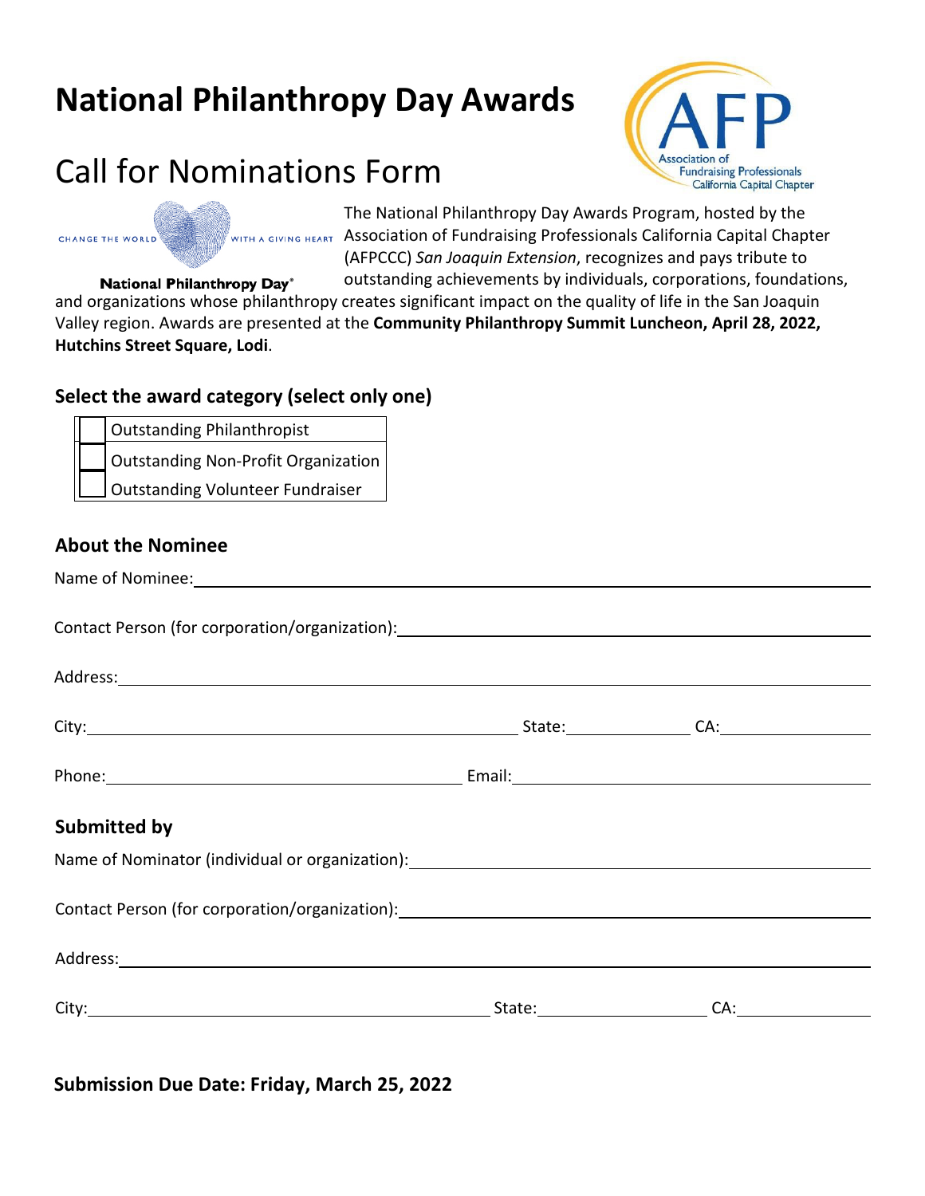# National Philanthropy Day Awards

## Call for Nominations Form

CHANGE THE WORLD WITH A GIVING HEART

National Philanthropy Day®

Association of Fundraising Professionals California Capital Chapter

The National Philanthropy Day Awards Program, hosted by the Association of Fundraising Professionals California Capital Chapter (AFPCCC) *San Joaquin Extension*, recognizes and pays tribute to outstanding achievements by individuals, corporations, foundations, and organizations whose philanthropy creates significant impact on the quality of life in the San Joaquin Valley region. Awards are presented at the **Community Philanthropy Summit Luncheon, April 28, 2022, Hutchins Street Square, Lodi**.

### Select the award category (select only one)

| | |
|---|---|
| ☐ | Outstanding Philanthropist |
| ☐ | Outstanding Non-Profit Organization |
| ☐ | Outstanding Volunteer Fundraiser |

### About the Nominee

Name of Nominee: ____________________

Contact Person (for corporation/organization): ____________________

Address: ____________________

City: ____________________ State: __________ CA: __________

Phone: ____________________ Email: ____________________

### Submitted by

Name of Nominator (individual or organization): ____________________

Contact Person (for corporation/organization): ____________________

Address: ____________________

City: ____________________ State: __________ CA: __________

**Submission Due Date: Friday, March 25, 2022**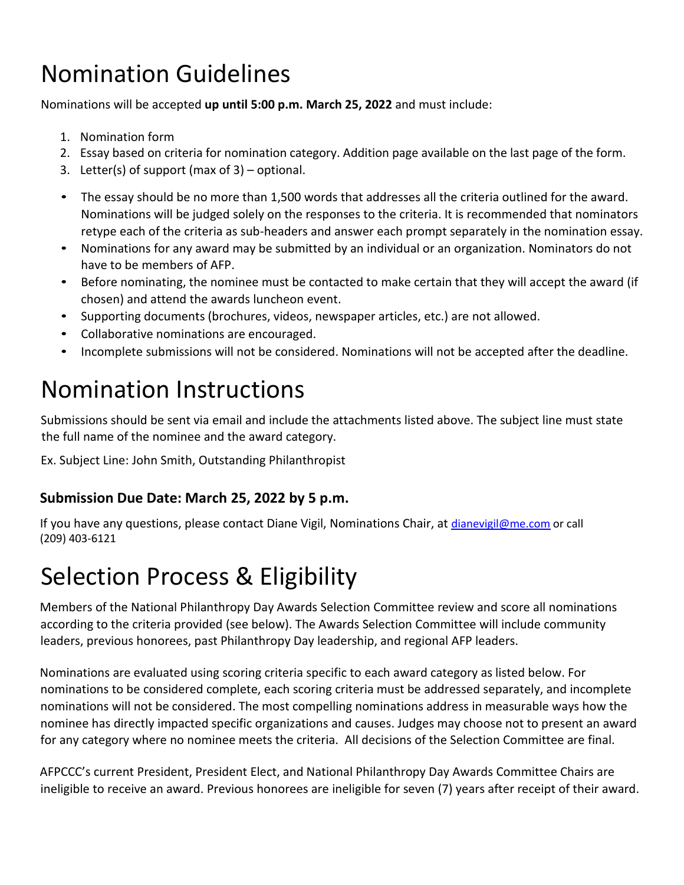# Nomination Guidelines

Nominations will be accepted **up until 5:00 p.m. March 25, 2022** and must include:

1. Nomination form
2. Essay based on criteria for nomination category. Addition page available on the last page of the form.
3. Letter(s) of support (max of 3) – optional.

- The essay should be no more than 1,500 words that addresses all the criteria outlined for the award. Nominations will be judged solely on the responses to the criteria. It is recommended that nominators retype each of the criteria as sub-headers and answer each prompt separately in the nomination essay.
- Nominations for any award may be submitted by an individual or an organization. Nominators do not have to be members of AFP.
- Before nominating, the nominee must be contacted to make certain that they will accept the award (if chosen) and attend the awards luncheon event.
- Supporting documents (brochures, videos, newspaper articles, etc.) are not allowed.
- Collaborative nominations are encouraged.
- Incomplete submissions will not be considered. Nominations will not be accepted after the deadline.

# Nomination Instructions

Submissions should be sent via email and include the attachments listed above. The subject line must state the full name of the nominee and the award category.

Ex. Subject Line: John Smith, Outstanding Philanthropist

### Submission Due Date: March 25, 2022 by 5 p.m.

If you have any questions, please contact Diane Vigil, Nominations Chair, at dianevigil@me.com or call (209) 403-6121

# Selection Process & Eligibility

Members of the National Philanthropy Day Awards Selection Committee review and score all nominations according to the criteria provided (see below). The Awards Selection Committee will include community leaders, previous honorees, past Philanthropy Day leadership, and regional AFP leaders.

Nominations are evaluated using scoring criteria specific to each award category as listed below. For nominations to be considered complete, each scoring criteria must be addressed separately, and incomplete nominations will not be considered. The most compelling nominations address in measurable ways how the nominee has directly impacted specific organizations and causes. Judges may choose not to present an award for any category where no nominee meets the criteria. All decisions of the Selection Committee are final.

AFPCCC's current President, President Elect, and National Philanthropy Day Awards Committee Chairs are ineligible to receive an award. Previous honorees are ineligible for seven (7) years after receipt of their award.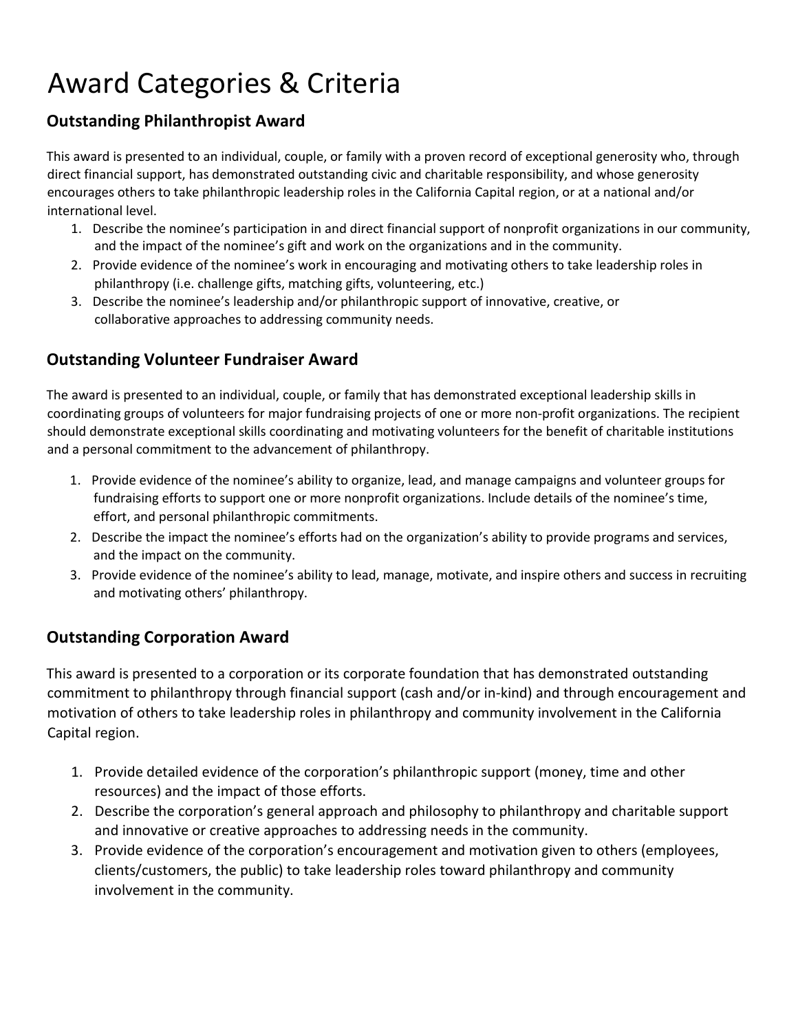# Award Categories & Criteria

## Outstanding Philanthropist Award

This award is presented to an individual, couple, or family with a proven record of exceptional generosity who, through direct financial support, has demonstrated outstanding civic and charitable responsibility, and whose generosity encourages others to take philanthropic leadership roles in the California Capital region, or at a national and/or international level.

1. Describe the nominee's participation in and direct financial support of nonprofit organizations in our community, and the impact of the nominee's gift and work on the organizations and in the community.
2. Provide evidence of the nominee's work in encouraging and motivating others to take leadership roles in philanthropy (i.e. challenge gifts, matching gifts, volunteering, etc.)
3. Describe the nominee's leadership and/or philanthropic support of innovative, creative, or collaborative approaches to addressing community needs.

## Outstanding Volunteer Fundraiser Award

The award is presented to an individual, couple, or family that has demonstrated exceptional leadership skills in coordinating groups of volunteers for major fundraising projects of one or more non-profit organizations. The recipient should demonstrate exceptional skills coordinating and motivating volunteers for the benefit of charitable institutions and a personal commitment to the advancement of philanthropy.

1. Provide evidence of the nominee's ability to organize, lead, and manage campaigns and volunteer groups for fundraising efforts to support one or more nonprofit organizations. Include details of the nominee's time, effort, and personal philanthropic commitments.
2. Describe the impact the nominee's efforts had on the organization's ability to provide programs and services, and the impact on the community.
3. Provide evidence of the nominee's ability to lead, manage, motivate, and inspire others and success in recruiting and motivating others' philanthropy.

## Outstanding Corporation Award

This award is presented to a corporation or its corporate foundation that has demonstrated outstanding commitment to philanthropy through financial support (cash and/or in-kind) and through encouragement and motivation of others to take leadership roles in philanthropy and community involvement in the California Capital region.

1. Provide detailed evidence of the corporation's philanthropic support (money, time and other resources) and the impact of those efforts.
2. Describe the corporation's general approach and philosophy to philanthropy and charitable support and innovative or creative approaches to addressing needs in the community.
3. Provide evidence of the corporation's encouragement and motivation given to others (employees, clients/customers, the public) to take leadership roles toward philanthropy and community involvement in the community.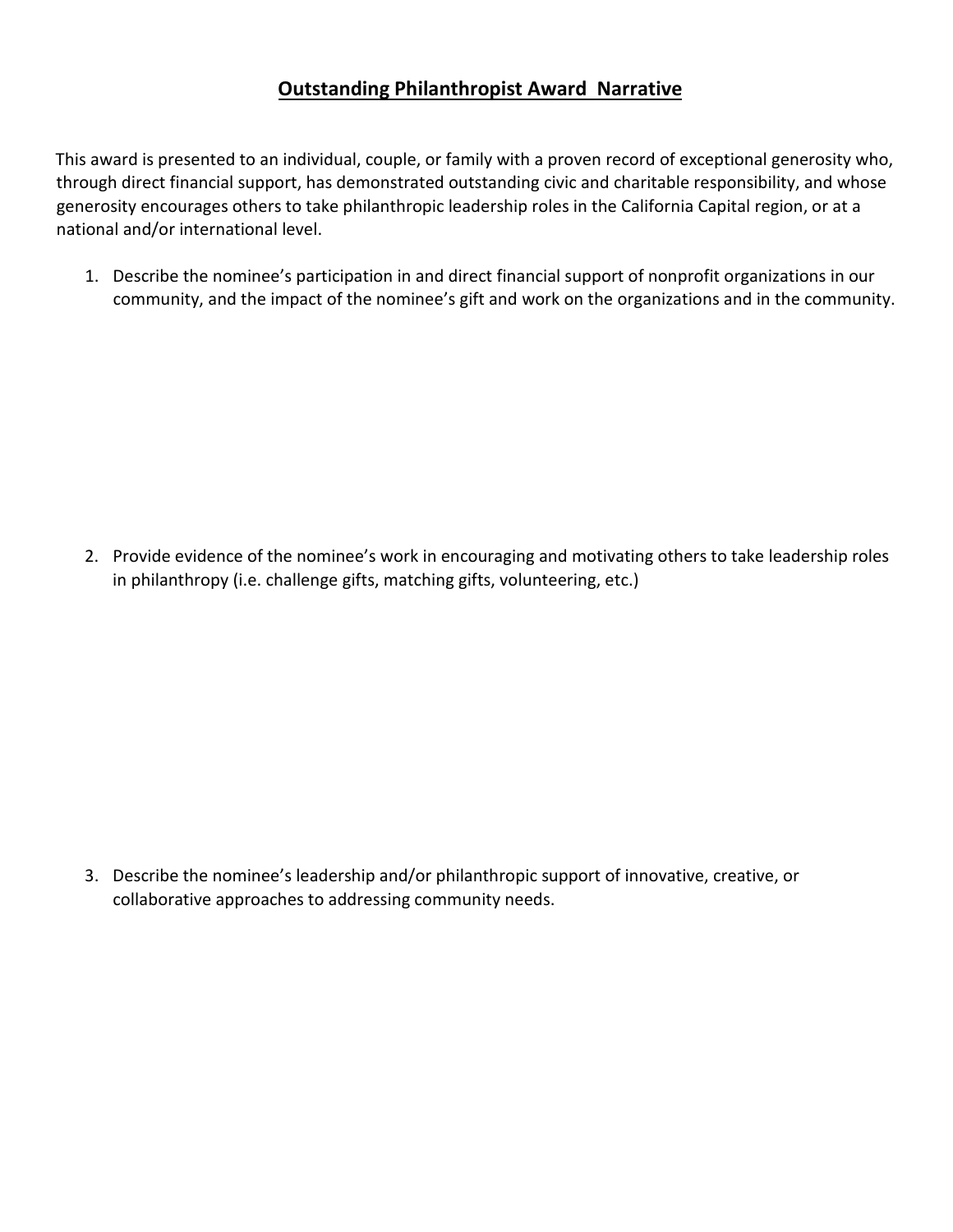## **Outstanding Philanthropist Award Narrative**

This award is presented to an individual, couple, or family with a proven record of exceptional generosity who, through direct financial support, has demonstrated outstanding civic and charitable responsibility, and whose generosity encourages others to take philanthropic leadership roles in the California Capital region, or at a national and/or international level.

1. Describe the nominee's participation in and direct financial support of nonprofit organizations in our community, and the impact of the nominee's gift and work on the organizations and in the community.

2. Provide evidence of the nominee's work in encouraging and motivating others to take leadership roles in philanthropy (i.e. challenge gifts, matching gifts, volunteering, etc.)

3. Describe the nominee's leadership and/or philanthropic support of innovative, creative, or collaborative approaches to addressing community needs.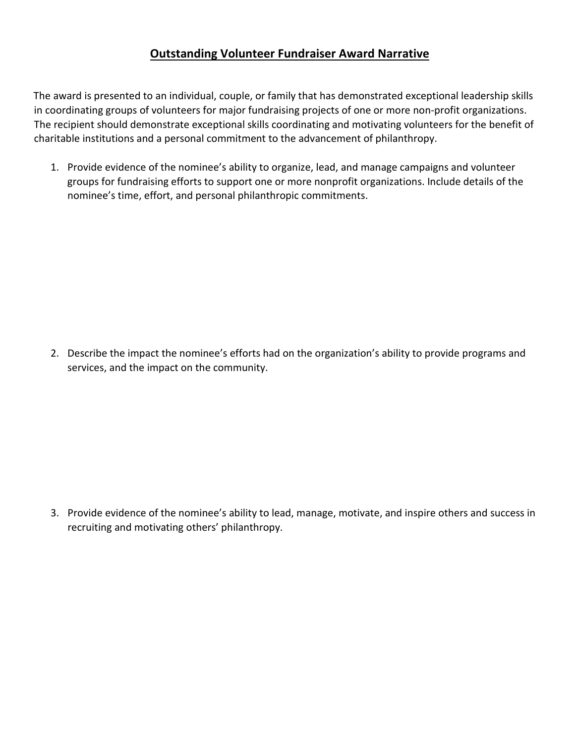# Outstanding Volunteer Fundraiser Award Narrative

The award is presented to an individual, couple, or family that has demonstrated exceptional leadership skills in coordinating groups of volunteers for major fundraising projects of one or more non-profit organizations. The recipient should demonstrate exceptional skills coordinating and motivating volunteers for the benefit of charitable institutions and a personal commitment to the advancement of philanthropy.

1. Provide evidence of the nominee's ability to organize, lead, and manage campaigns and volunteer groups for fundraising efforts to support one or more nonprofit organizations. Include details of the nominee's time, effort, and personal philanthropic commitments.

2. Describe the impact the nominee's efforts had on the organization's ability to provide programs and services, and the impact on the community.

3. Provide evidence of the nominee's ability to lead, manage, motivate, and inspire others and success in recruiting and motivating others' philanthropy.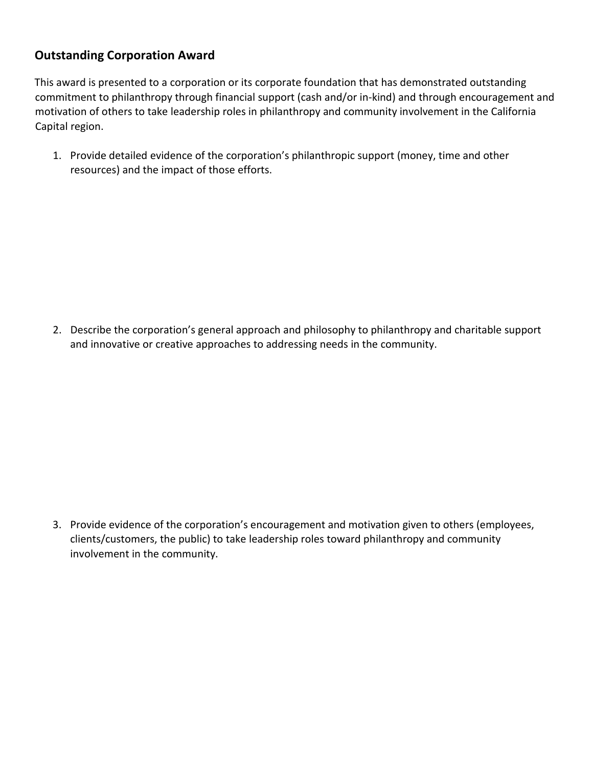## Outstanding Corporation Award

This award is presented to a corporation or its corporate foundation that has demonstrated outstanding commitment to philanthropy through financial support (cash and/or in-kind) and through encouragement and motivation of others to take leadership roles in philanthropy and community involvement in the California Capital region.

1. Provide detailed evidence of the corporation's philanthropic support (money, time and other resources) and the impact of those efforts.

2. Describe the corporation's general approach and philosophy to philanthropy and charitable support and innovative or creative approaches to addressing needs in the community.

3. Provide evidence of the corporation's encouragement and motivation given to others (employees, clients/customers, the public) to take leadership roles toward philanthropy and community involvement in the community.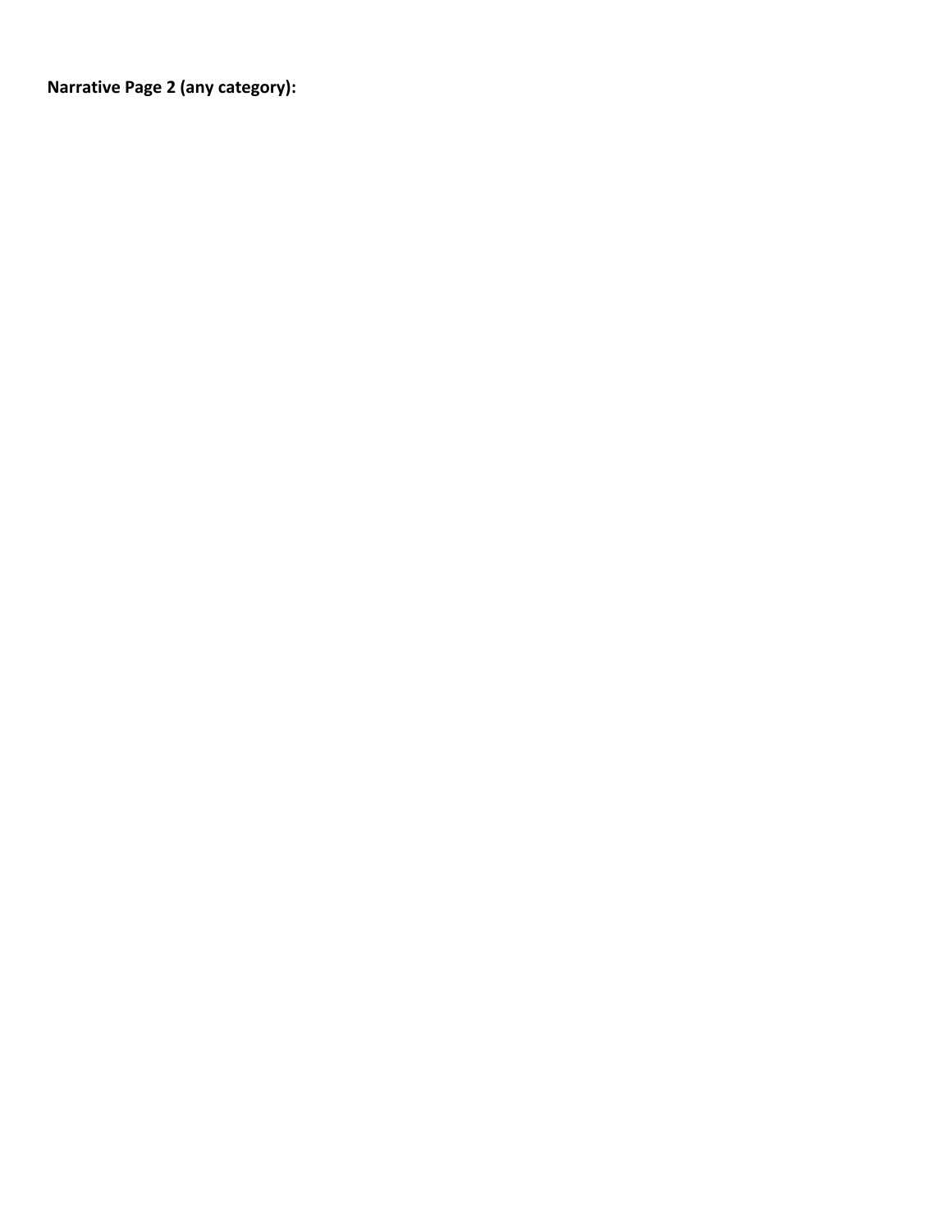**Narrative Page 2 (any category):**